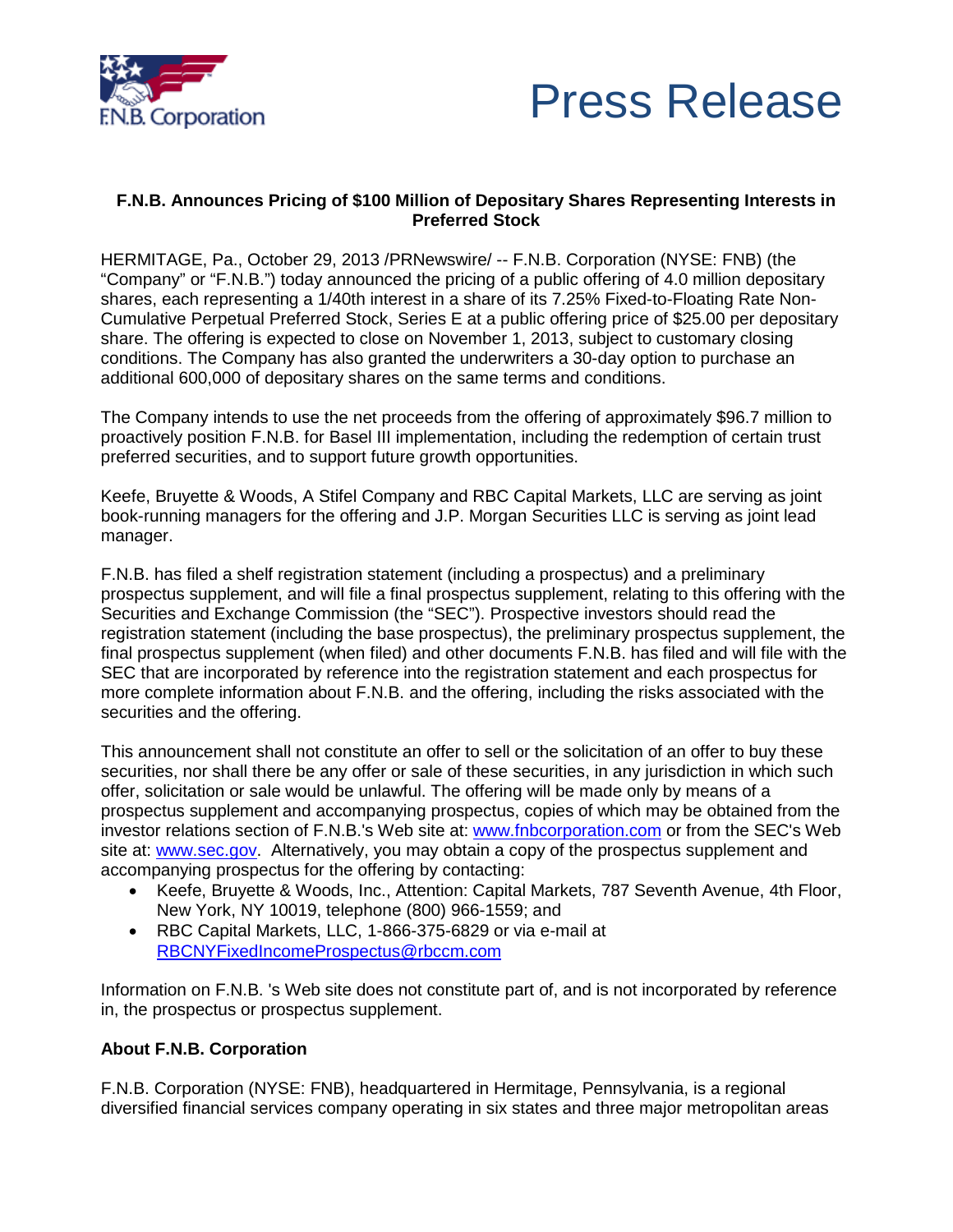F.N.B. Corporation

# Press Release

**F.N.B. Announces Pricing of $100 Million of Depositary Shares Representing Interests in Preferred Stock**

HERMITAGE, Pa., October 29, 2013 /PRNewswire/ -- F.N.B. Corporation (NYSE: FNB) (the "Company" or "F.N.B.") today announced the pricing of a public offering of 4.0 million depositary shares, each representing a 1/40th interest in a share of its 7.25% Fixed-to-Floating Rate Non-Cumulative Perpetual Preferred Stock, Series E at a public offering price of $25.00 per depositary share. The offering is expected to close on November 1, 2013, subject to customary closing conditions. The Company has also granted the underwriters a 30-day option to purchase an additional 600,000 of depositary shares on the same terms and conditions.

The Company intends to use the net proceeds from the offering of approximately $96.7 million to proactively position F.N.B. for Basel III implementation, including the redemption of certain trust preferred securities, and to support future growth opportunities.

Keefe, Bruyette & Woods, A Stifel Company and RBC Capital Markets, LLC are serving as joint book-running managers for the offering and J.P. Morgan Securities LLC is serving as joint lead manager.

F.N.B. has filed a shelf registration statement (including a prospectus) and a preliminary prospectus supplement, and will file a final prospectus supplement, relating to this offering with the Securities and Exchange Commission (the "SEC"). Prospective investors should read the registration statement (including the base prospectus), the preliminary prospectus supplement, the final prospectus supplement (when filed) and other documents F.N.B. has filed and will file with the SEC that are incorporated by reference into the registration statement and each prospectus for more complete information about F.N.B. and the offering, including the risks associated with the securities and the offering.

This announcement shall not constitute an offer to sell or the solicitation of an offer to buy these securities, nor shall there be any offer or sale of these securities, in any jurisdiction in which such offer, solicitation or sale would be unlawful. The offering will be made only by means of a prospectus supplement and accompanying prospectus, copies of which may be obtained from the investor relations section of F.N.B.'s Web site at: www.fnbcorporation.com or from the SEC's Web site at: www.sec.gov. Alternatively, you may obtain a copy of the prospectus supplement and accompanying prospectus for the offering by contacting:

- Keefe, Bruyette & Woods, Inc., Attention: Capital Markets, 787 Seventh Avenue, 4th Floor, New York, NY 10019, telephone (800) 966-1559; and
- RBC Capital Markets, LLC, 1-866-375-6829 or via e-mail at RBCNYFixedIncomeProspectus@rbccm.com

Information on F.N.B. 's Web site does not constitute part of, and is not incorporated by reference in, the prospectus or prospectus supplement.

**About F.N.B. Corporation**

F.N.B. Corporation (NYSE: FNB), headquartered in Hermitage, Pennsylvania, is a regional diversified financial services company operating in six states and three major metropolitan areas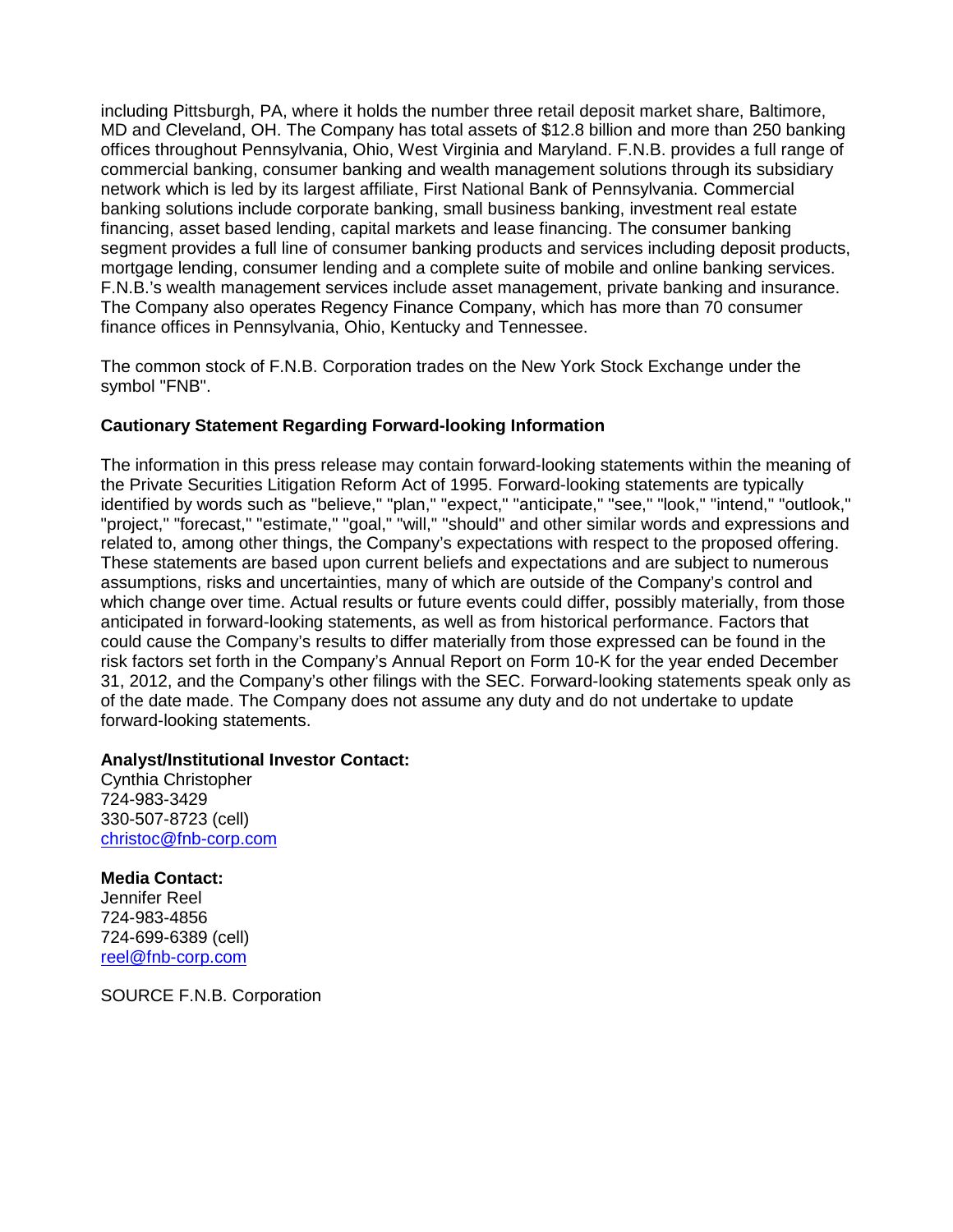including Pittsburgh, PA, where it holds the number three retail deposit market share, Baltimore, MD and Cleveland, OH. The Company has total assets of $12.8 billion and more than 250 banking offices throughout Pennsylvania, Ohio, West Virginia and Maryland. F.N.B. provides a full range of commercial banking, consumer banking and wealth management solutions through its subsidiary network which is led by its largest affiliate, First National Bank of Pennsylvania. Commercial banking solutions include corporate banking, small business banking, investment real estate financing, asset based lending, capital markets and lease financing. The consumer banking segment provides a full line of consumer banking products and services including deposit products, mortgage lending, consumer lending and a complete suite of mobile and online banking services. F.N.B.'s wealth management services include asset management, private banking and insurance. The Company also operates Regency Finance Company, which has more than 70 consumer finance offices in Pennsylvania, Ohio, Kentucky and Tennessee.

The common stock of F.N.B. Corporation trades on the New York Stock Exchange under the symbol "FNB".

**Cautionary Statement Regarding Forward-looking Information**

The information in this press release may contain forward-looking statements within the meaning of the Private Securities Litigation Reform Act of 1995. Forward-looking statements are typically identified by words such as "believe," "plan," "expect," "anticipate," "see," "look," "intend," "outlook," "project," "forecast," "estimate," "goal," "will," "should" and other similar words and expressions and related to, among other things, the Company's expectations with respect to the proposed offering. These statements are based upon current beliefs and expectations and are subject to numerous assumptions, risks and uncertainties, many of which are outside of the Company's control and which change over time. Actual results or future events could differ, possibly materially, from those anticipated in forward-looking statements, as well as from historical performance. Factors that could cause the Company's results to differ materially from those expressed can be found in the risk factors set forth in the Company's Annual Report on Form 10-K for the year ended December 31, 2012, and the Company's other filings with the SEC. Forward-looking statements speak only as of the date made. The Company does not assume any duty and do not undertake to update forward-looking statements.

**Analyst/Institutional Investor Contact:**
Cynthia Christopher
724-983-3429
330-507-8723 (cell)
christoc@fnb-corp.com

**Media Contact:**
Jennifer Reel
724-983-4856
724-699-6389 (cell)
reel@fnb-corp.com

SOURCE F.N.B. Corporation